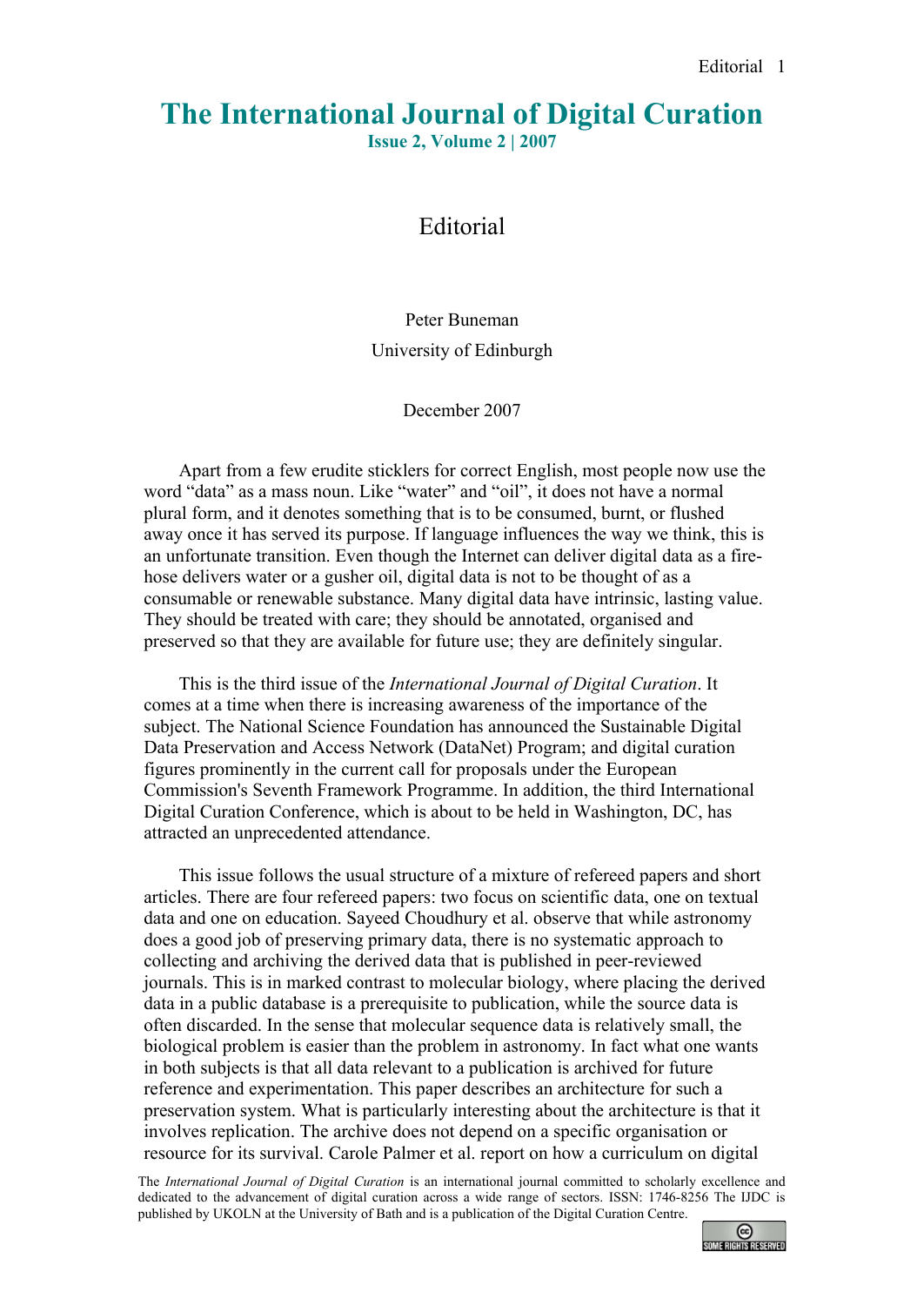# The International Journal of Digital Curation

**Issue 2, Volume 2 | 2007**

## Editorial

Peter Buneman

University of Edinburgh

December 2007

Apart from a few erudite sticklers for correct English, most people now use the word "data" as a mass noun. Like "water" and "oil", it does not have a normal plural form, and it denotes something that is to be consumed, burnt, or flushed away once it has served its purpose. If language influences the way we think, this is an unfortunate transition. Even though the Internet can deliver digital data as a fire-hose delivers water or a gusher oil, digital data is not to be thought of as a consumable or renewable substance. Many digital data have intrinsic, lasting value. They should be treated with care; they should be annotated, organised and preserved so that they are available for future use; they are definitely singular.

This is the third issue of the *International Journal of Digital Curation*. It comes at a time when there is increasing awareness of the importance of the subject. The National Science Foundation has announced the Sustainable Digital Data Preservation and Access Network (DataNet) Program; and digital curation figures prominently in the current call for proposals under the European Commission's Seventh Framework Programme. In addition, the third International Digital Curation Conference, which is about to be held in Washington, DC, has attracted an unprecedented attendance.

This issue follows the usual structure of a mixture of refereed papers and short articles. There are four refereed papers: two focus on scientific data, one on textual data and one on education. Sayeed Choudhury et al. observe that while astronomy does a good job of preserving primary data, there is no systematic approach to collecting and archiving the derived data that is published in peer-reviewed journals. This is in marked contrast to molecular biology, where placing the derived data in a public database is a prerequisite to publication, while the source data is often discarded. In the sense that molecular sequence data is relatively small, the biological problem is easier than the problem in astronomy. In fact what one wants in both subjects is that all data relevant to a publication is archived for future reference and experimentation. This paper describes an architecture for such a preservation system. What is particularly interesting about the architecture is that it involves replication. The archive does not depend on a specific organisation or resource for its survival. Carole Palmer et al. report on how a curriculum on digital

The *International Journal of Digital Curation* is an international journal committed to scholarly excellence and dedicated to the advancement of digital curation across a wide range of sectors. ISSN: 1746-8256 The IJDC is published by UKOLN at the University of Bath and is a publication of the Digital Curation Centre.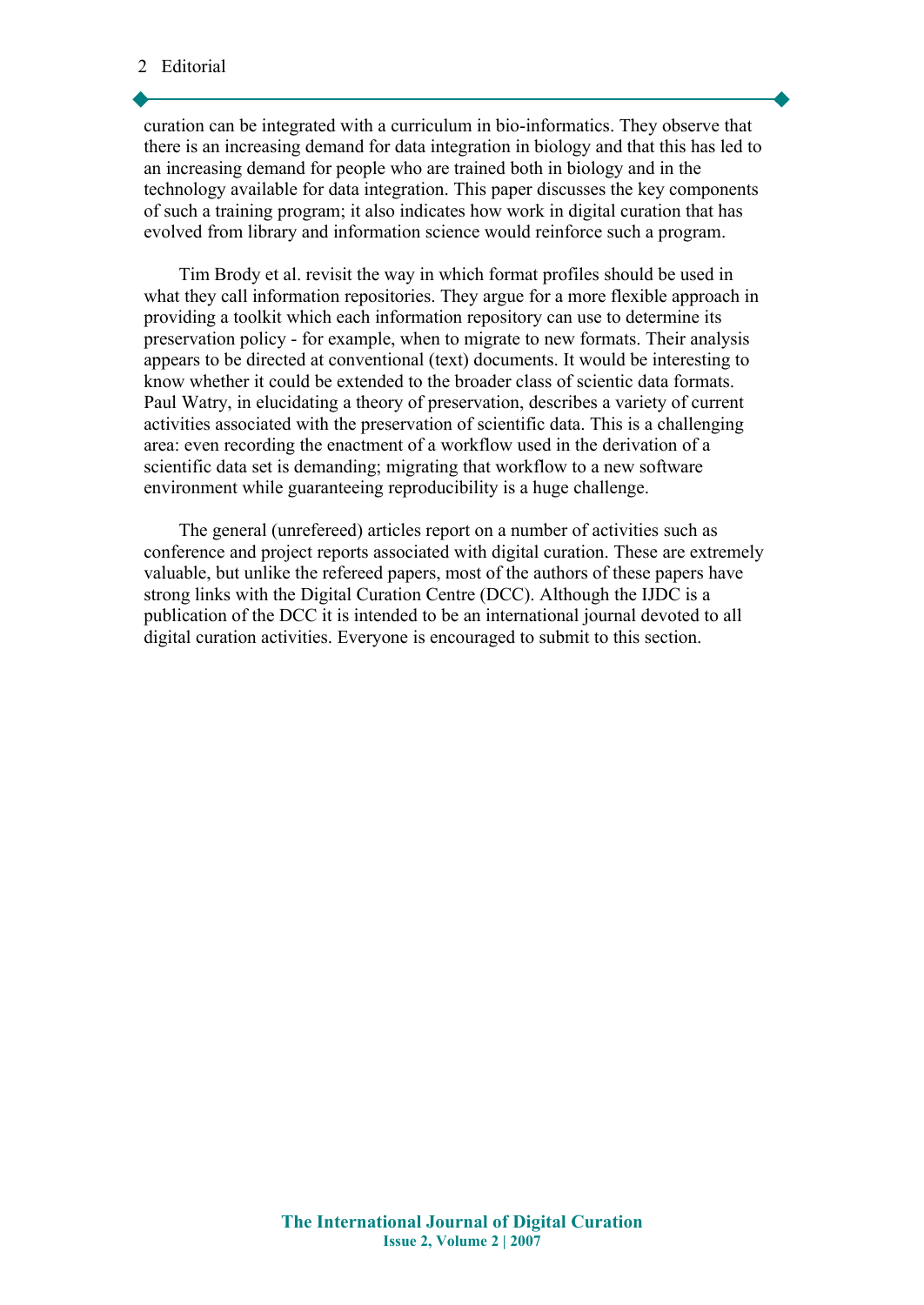curation can be integrated with a curriculum in bio-informatics. They observe that there is an increasing demand for data integration in biology and that this has led to an increasing demand for people who are trained both in biology and in the technology available for data integration. This paper discusses the key components of such a training program; it also indicates how work in digital curation that has evolved from library and information science would reinforce such a program.

Tim Brody et al. revisit the way in which format profiles should be used in what they call information repositories. They argue for a more flexible approach in providing a toolkit which each information repository can use to determine its preservation policy - for example, when to migrate to new formats. Their analysis appears to be directed at conventional (text) documents. It would be interesting to know whether it could be extended to the broader class of scientic data formats. Paul Watry, in elucidating a theory of preservation, describes a variety of current activities associated with the preservation of scientific data. This is a challenging area: even recording the enactment of a workflow used in the derivation of a scientific data set is demanding; migrating that workflow to a new software environment while guaranteeing reproducibility is a huge challenge.

The general (unrefereed) articles report on a number of activities such as conference and project reports associated with digital curation. These are extremely valuable, but unlike the refereed papers, most of the authors of these papers have strong links with the Digital Curation Centre (DCC). Although the IJDC is a publication of the DCC it is intended to be an international journal devoted to all digital curation activities. Everyone is encouraged to submit to this section.